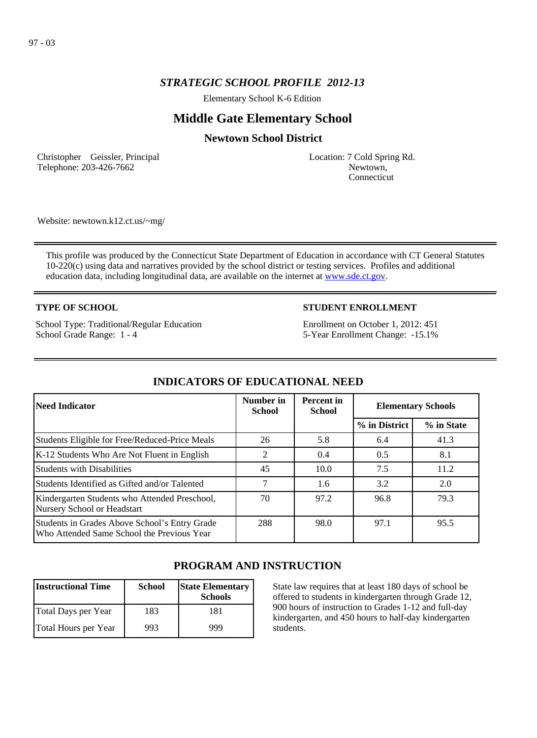97 - 03

# *STRATEGIC SCHOOL PROFILE 2012-13*

Elementary School K-6 Edition

## Middle Gate Elementary School

### Newtown School District

Christopher Geissler, Principal
Telephone: 203-426-7662

Location: 7 Cold Spring Rd.
Newtown,
Connecticut

Website: newtown.k12.ct.us/~mg/

This profile was produced by the Connecticut State Department of Education in accordance with CT General Statutes 10-220(c) using data and narratives provided by the school district or testing services. Profiles and additional education data, including longitudinal data, are available on the internet at www.sde.ct.gov.

**TYPE OF SCHOOL**

School Type: Traditional/Regular Education
School Grade Range: 1 - 4

**STUDENT ENROLLMENT**

Enrollment on October 1, 2012: 451
5-Year Enrollment Change: -15.1%

## INDICATORS OF EDUCATIONAL NEED

| Need Indicator | Number in School | Percent in School | Elementary Schools | |
|---|---|---|---|---|
| | | | % in District | % in State |
| Students Eligible for Free/Reduced-Price Meals | 26 | 5.8 | 6.4 | 41.3 |
| K-12 Students Who Are Not Fluent in English | 2 | 0.4 | 0.5 | 8.1 |
| Students with Disabilities | 45 | 10.0 | 7.5 | 11.2 |
| Students Identified as Gifted and/or Talented | 7 | 1.6 | 3.2 | 2.0 |
| Kindergarten Students who Attended Preschool, Nursery School or Headstart | 70 | 97.2 | 96.8 | 79.3 |
| Students in Grades Above School's Entry Grade Who Attended Same School the Previous Year | 288 | 98.0 | 97.1 | 95.5 |

## PROGRAM AND INSTRUCTION

| Instructional Time | School | State Elementary Schools |
|---|---|---|
| Total Days per Year | 183 | 181 |
| Total Hours per Year | 993 | 999 |

State law requires that at least 180 days of school be offered to students in kindergarten through Grade 12, 900 hours of instruction to Grades 1-12 and full-day kindergarten, and 450 hours to half-day kindergarten students.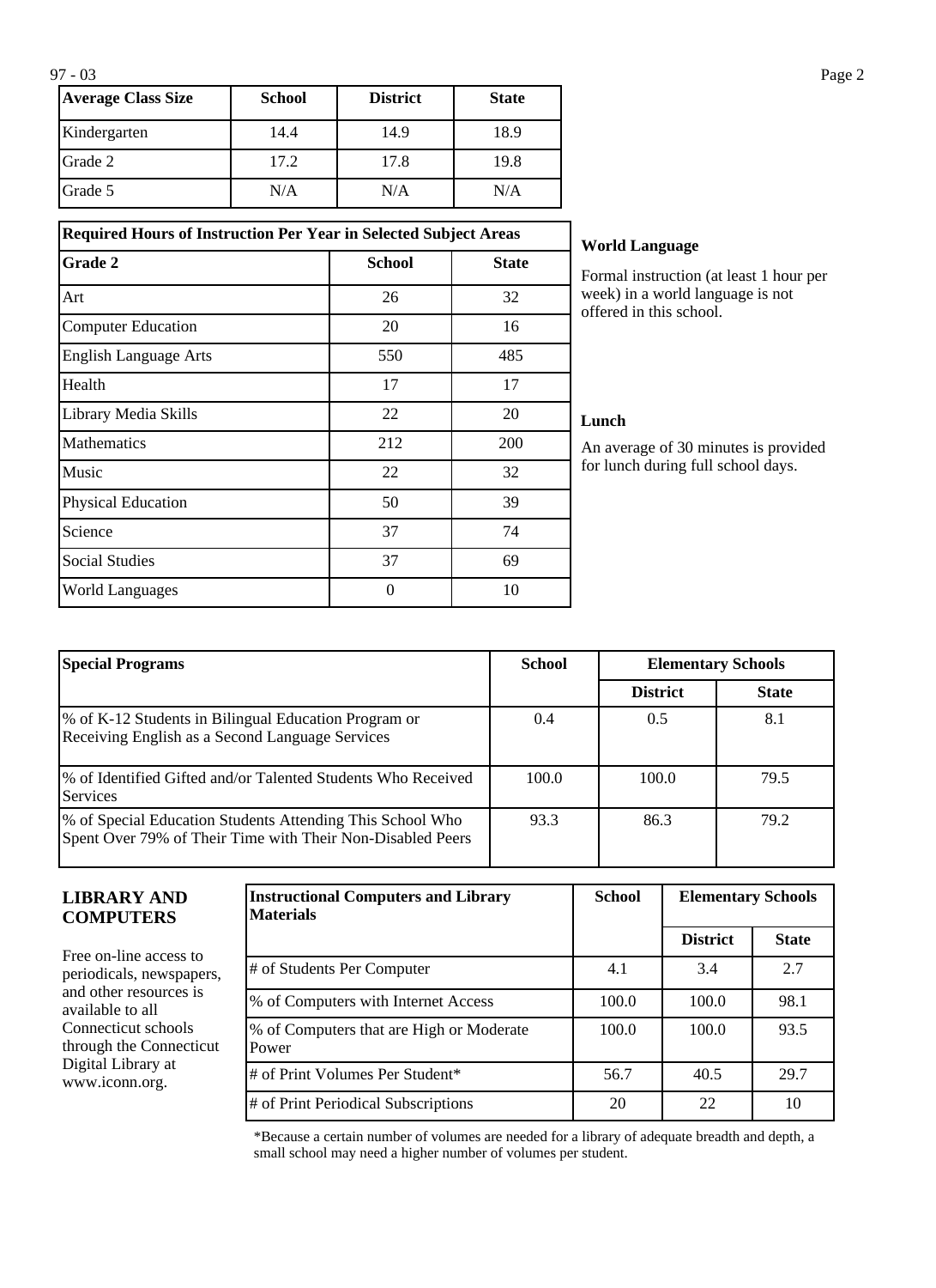| Average Class Size | School | District | State |
|---|---|---|---|
| Kindergarten | 14.4 | 14.9 | 18.9 |
| Grade 2 | 17.2 | 17.8 | 19.8 |
| Grade 5 | N/A | N/A | N/A |

| Required Hours of Instruction Per Year in Selected Subject Areas | | |
|---|---|---|
| **Grade 2** | **School** | **State** |
| Art | 26 | 32 |
| Computer Education | 20 | 16 |
| English Language Arts | 550 | 485 |
| Health | 17 | 17 |
| Library Media Skills | 22 | 20 |
| Mathematics | 212 | 200 |
| Music | 22 | 32 |
| Physical Education | 50 | 39 |
| Science | 37 | 74 |
| Social Studies | 37 | 69 |
| World Languages | 0 | 10 |

**World Language**

Formal instruction (at least 1 hour per week) in a world language is not offered in this school.

**Lunch**

An average of 30 minutes is provided for lunch during full school days.

| Special Programs | School | Elementary Schools | |
|---|---|---|---|
| | | District | State |
| % of K-12 Students in Bilingual Education Program or Receiving English as a Second Language Services | 0.4 | 0.5 | 8.1 |
| % of Identified Gifted and/or Talented Students Who Received Services | 100.0 | 100.0 | 79.5 |
| % of Special Education Students Attending This School Who Spent Over 79% of Their Time with Their Non-Disabled Peers | 93.3 | 86.3 | 79.2 |

## LIBRARY AND COMPUTERS

Free on-line access to periodicals, newspapers, and other resources is available to all Connecticut schools through the Connecticut Digital Library at www.iconn.org.

| Instructional Computers and Library Materials | School | Elementary Schools | |
|---|---|---|---|
| | | District | State |
| # of Students Per Computer | 4.1 | 3.4 | 2.7 |
| % of Computers with Internet Access | 100.0 | 100.0 | 98.1 |
| % of Computers that are High or Moderate Power | 100.0 | 100.0 | 93.5 |
| # of Print Volumes Per Student* | 56.7 | 40.5 | 29.7 |
| # of Print Periodical Subscriptions | 20 | 22 | 10 |

*Because a certain number of volumes are needed for a library of adequate breadth and depth, a small school may need a higher number of volumes per student.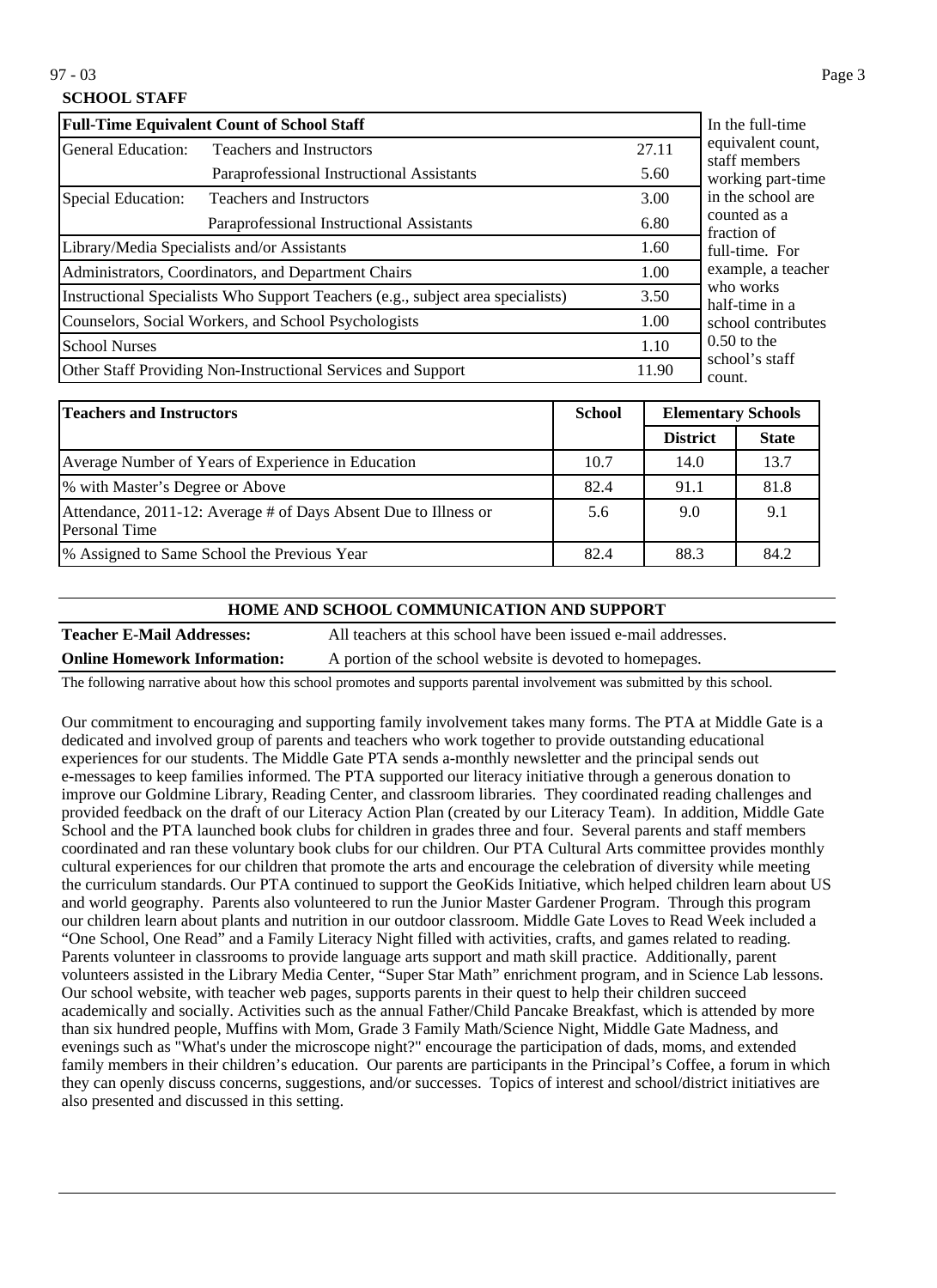## SCHOOL STAFF

| Full-Time Equivalent Count of School Staff | | |
|---|---|---|
| General Education: | Teachers and Instructors | 27.11 |
| | Paraprofessional Instructional Assistants | 5.60 |
| Special Education: | Teachers and Instructors | 3.00 |
| | Paraprofessional Instructional Assistants | 6.80 |
| Library/Media Specialists and/or Assistants | | 1.60 |
| Administrators, Coordinators, and Department Chairs | | 1.00 |
| Instructional Specialists Who Support Teachers (e.g., subject area specialists) | | 3.50 |
| Counselors, Social Workers, and School Psychologists | | 1.00 |
| School Nurses | | 1.10 |
| Other Staff Providing Non-Instructional Services and Support | | 11.90 |

In the full-time equivalent count, staff members working part-time in the school are counted as a fraction of full-time. For example, a teacher who works half-time in a school contributes 0.50 to the school's staff count.

| Teachers and Instructors | School | Elementary Schools | |
|---|---|---|---|
| | | District | State |
| Average Number of Years of Experience in Education | 10.7 | 14.0 | 13.7 |
| % with Master's Degree or Above | 82.4 | 91.1 | 81.8 |
| Attendance, 2011-12: Average # of Days Absent Due to Illness or Personal Time | 5.6 | 9.0 | 9.1 |
| % Assigned to Same School the Previous Year | 82.4 | 88.3 | 84.2 |

## HOME AND SCHOOL COMMUNICATION AND SUPPORT

**Teacher E-Mail Addresses:** All teachers at this school have been issued e-mail addresses.

**Online Homework Information:** A portion of the school website is devoted to homepages.

The following narrative about how this school promotes and supports parental involvement was submitted by this school.

Our commitment to encouraging and supporting family involvement takes many forms. The PTA at Middle Gate is a dedicated and involved group of parents and teachers who work together to provide outstanding educational experiences for our students. The Middle Gate PTA sends a-monthly newsletter and the principal sends out e-messages to keep families informed. The PTA supported our literacy initiative through a generous donation to improve our Goldmine Library, Reading Center, and classroom libraries. They coordinated reading challenges and provided feedback on the draft of our Literacy Action Plan (created by our Literacy Team). In addition, Middle Gate School and the PTA launched book clubs for children in grades three and four. Several parents and staff members coordinated and ran these voluntary book clubs for our children. Our PTA Cultural Arts committee provides monthly cultural experiences for our children that promote the arts and encourage the celebration of diversity while meeting the curriculum standards. Our PTA continued to support the GeoKids Initiative, which helped children learn about US and world geography. Parents also volunteered to run the Junior Master Gardener Program. Through this program our children learn about plants and nutrition in our outdoor classroom. Middle Gate Loves to Read Week included a "One School, One Read" and a Family Literacy Night filled with activities, crafts, and games related to reading. Parents volunteer in classrooms to provide language arts support and math skill practice. Additionally, parent volunteers assisted in the Library Media Center, "Super Star Math" enrichment program, and in Science Lab lessons. Our school website, with teacher web pages, supports parents in their quest to help their children succeed academically and socially. Activities such as the annual Father/Child Pancake Breakfast, which is attended by more than six hundred people, Muffins with Mom, Grade 3 Family Math/Science Night, Middle Gate Madness, and evenings such as "What's under the microscope night?" encourage the participation of dads, moms, and extended family members in their children's education. Our parents are participants in the Principal's Coffee, a forum in which they can openly discuss concerns, suggestions, and/or successes. Topics of interest and school/district initiatives are also presented and discussed in this setting.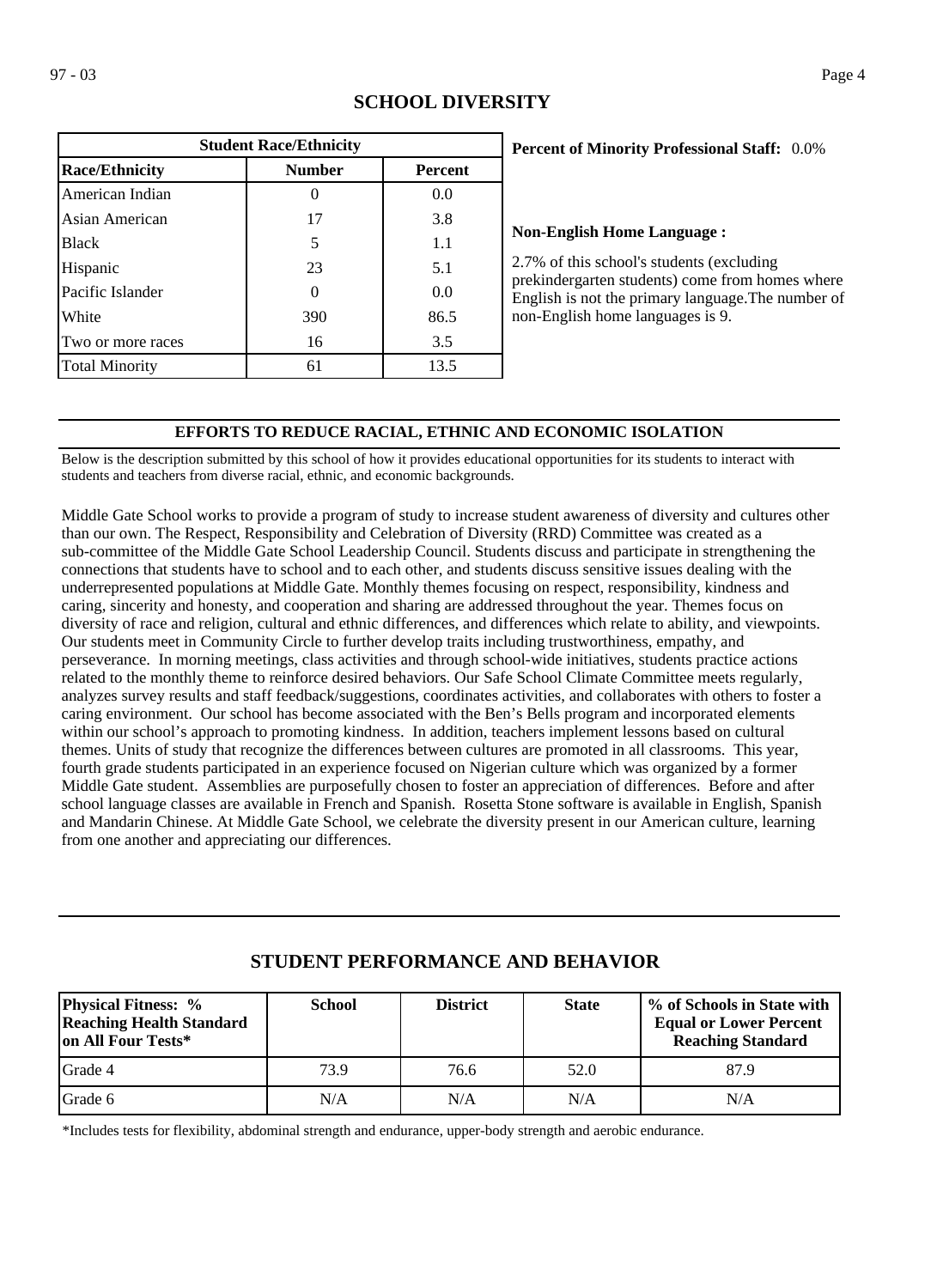## SCHOOL DIVERSITY

| Student Race/Ethnicity | | |
|---|---|---|
| **Race/Ethnicity** | **Number** | **Percent** |
| American Indian | 0 | 0.0 |
| Asian American | 17 | 3.8 |
| Black | 5 | 1.1 |
| Hispanic | 23 | 5.1 |
| Pacific Islander | 0 | 0.0 |
| White | 390 | 86.5 |
| Two or more races | 16 | 3.5 |
| Total Minority | 61 | 13.5 |

**Percent of Minority Professional Staff:** 0.0%

**Non-English Home Language :**

2.7% of this school's students (excluding prekindergarten students) come from homes where English is not the primary language.The number of non-English home languages is 9.

### EFFORTS TO REDUCE RACIAL, ETHNIC AND ECONOMIC ISOLATION

Below is the description submitted by this school of how it provides educational opportunities for its students to interact with students and teachers from diverse racial, ethnic, and economic backgrounds.

Middle Gate School works to provide a program of study to increase student awareness of diversity and cultures other than our own. The Respect, Responsibility and Celebration of Diversity (RRD) Committee was created as a sub-committee of the Middle Gate School Leadership Council. Students discuss and participate in strengthening the connections that students have to school and to each other, and students discuss sensitive issues dealing with the underrepresented populations at Middle Gate. Monthly themes focusing on respect, responsibility, kindness and caring, sincerity and honesty, and cooperation and sharing are addressed throughout the year. Themes focus on diversity of race and religion, cultural and ethnic differences, and differences which relate to ability, and viewpoints. Our students meet in Community Circle to further develop traits including trustworthiness, empathy, and perseverance. In morning meetings, class activities and through school-wide initiatives, students practice actions related to the monthly theme to reinforce desired behaviors. Our Safe School Climate Committee meets regularly, analyzes survey results and staff feedback/suggestions, coordinates activities, and collaborates with others to foster a caring environment. Our school has become associated with the Ben's Bells program and incorporated elements within our school's approach to promoting kindness. In addition, teachers implement lessons based on cultural themes. Units of study that recognize the differences between cultures are promoted in all classrooms. This year, fourth grade students participated in an experience focused on Nigerian culture which was organized by a former Middle Gate student. Assemblies are purposefully chosen to foster an appreciation of differences. Before and after school language classes are available in French and Spanish. Rosetta Stone software is available in English, Spanish and Mandarin Chinese. At Middle Gate School, we celebrate the diversity present in our American culture, learning from one another and appreciating our differences.

## STUDENT PERFORMANCE AND BEHAVIOR

| Physical Fitness: % Reaching Health Standard on All Four Tests* | School | District | State | % of Schools in State with Equal or Lower Percent Reaching Standard |
|---|---|---|---|---|
| Grade 4 | 73.9 | 76.6 | 52.0 | 87.9 |
| Grade 6 | N/A | N/A | N/A | N/A |

*Includes tests for flexibility, abdominal strength and endurance, upper-body strength and aerobic endurance.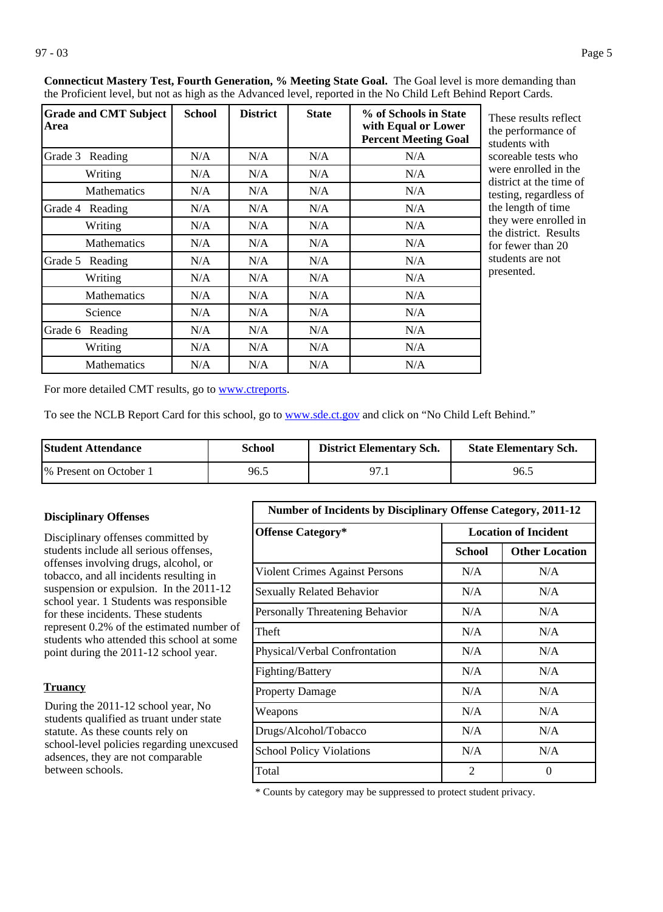**Connecticut Mastery Test, Fourth Generation, % Meeting State Goal.** The Goal level is more demanding than the Proficient level, but not as high as the Advanced level, reported in the No Child Left Behind Report Cards.

| Grade and CMT Subject Area | School | District | State | % of Schools in State with Equal or Lower Percent Meeting Goal |
|---|---|---|---|---|
| Grade 3 Reading | N/A | N/A | N/A | N/A |
| Writing | N/A | N/A | N/A | N/A |
| Mathematics | N/A | N/A | N/A | N/A |
| Grade 4 Reading | N/A | N/A | N/A | N/A |
| Writing | N/A | N/A | N/A | N/A |
| Mathematics | N/A | N/A | N/A | N/A |
| Grade 5 Reading | N/A | N/A | N/A | N/A |
| Writing | N/A | N/A | N/A | N/A |
| Mathematics | N/A | N/A | N/A | N/A |
| Science | N/A | N/A | N/A | N/A |
| Grade 6 Reading | N/A | N/A | N/A | N/A |
| Writing | N/A | N/A | N/A | N/A |
| Mathematics | N/A | N/A | N/A | N/A |

These results reflect the performance of students with scoreable tests who were enrolled in the district at the time of testing, regardless of the length of time they were enrolled in the district. Results for fewer than 20 students are not presented.

For more detailed CMT results, go to www.ctreports.

To see the NCLB Report Card for this school, go to www.sde.ct.gov and click on "No Child Left Behind."

| Student Attendance | School | District Elementary Sch. | State Elementary Sch. |
|---|---|---|---|
| % Present on October 1 | 96.5 | 97.1 | 96.5 |

**Disciplinary Offenses**

Disciplinary offenses committed by students include all serious offenses, offenses involving drugs, alcohol, or tobacco, and all incidents resulting in suspension or expulsion. In the 2011-12 school year, 1 Students was responsible for these incidents. These students represent 0.2% of the estimated number of students who attended this school at some point during the 2011-12 school year.

**Truancy**

During the 2011-12 school year, No students qualified as truant under state statute. As these counts rely on school-level policies regarding unexcused adsences, they are not comparable between schools.

| Number of Incidents by Disciplinary Offense Category, 2011-12 | | |
|---|---|---|
| Offense Category* | Location of Incident | |
| | School | Other Location |
| Violent Crimes Against Persons | N/A | N/A |
| Sexually Related Behavior | N/A | N/A |
| Personally Threatening Behavior | N/A | N/A |
| Theft | N/A | N/A |
| Physical/Verbal Confrontation | N/A | N/A |
| Fighting/Battery | N/A | N/A |
| Property Damage | N/A | N/A |
| Weapons | N/A | N/A |
| Drugs/Alcohol/Tobacco | N/A | N/A |
| School Policy Violations | N/A | N/A |
| Total | 2 | 0 |

\* Counts by category may be suppressed to protect student privacy.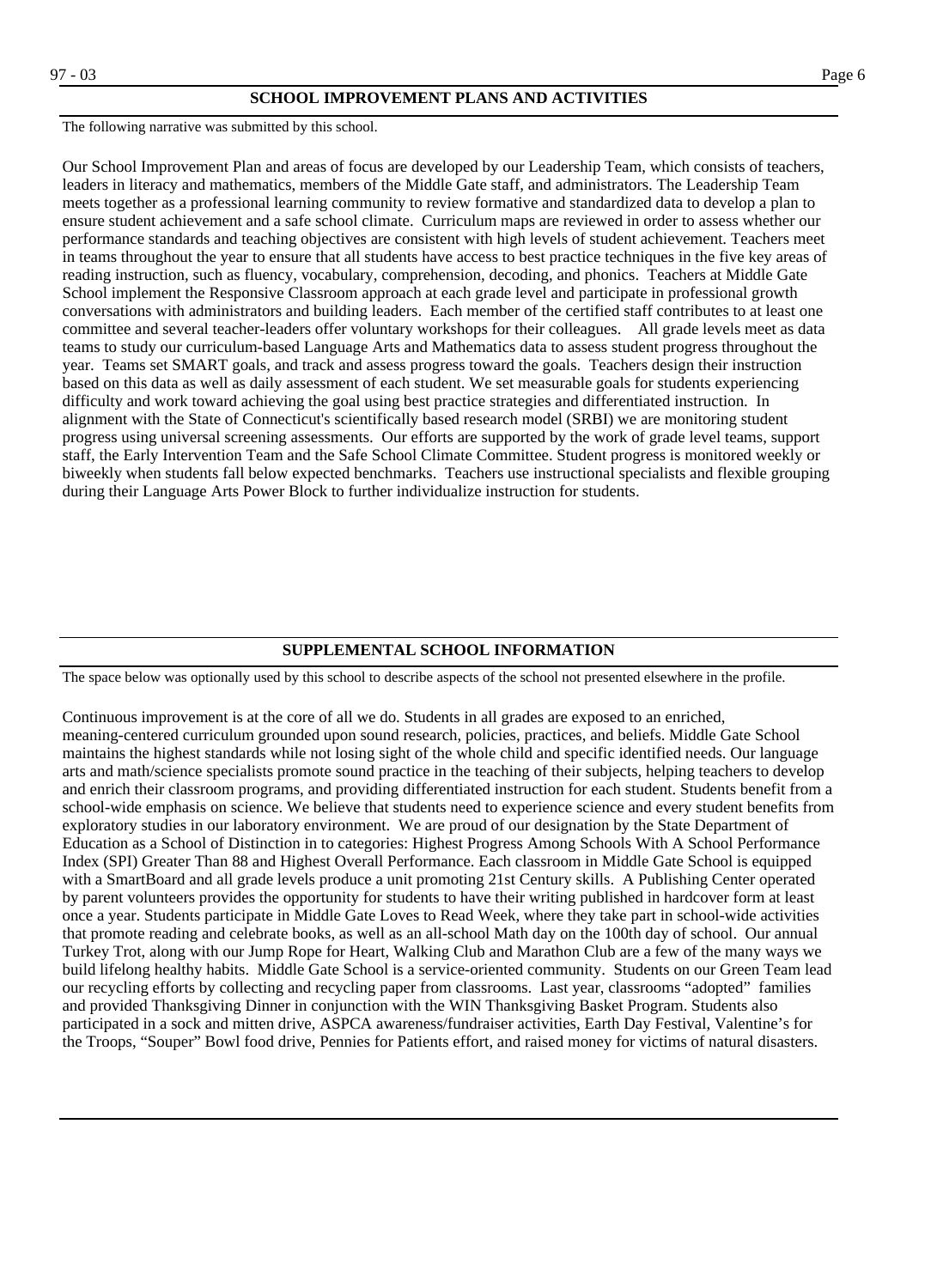## SCHOOL IMPROVEMENT PLANS AND ACTIVITIES

The following narrative was submitted by this school.

Our School Improvement Plan and areas of focus are developed by our Leadership Team, which consists of teachers, leaders in literacy and mathematics, members of the Middle Gate staff, and administrators. The Leadership Team meets together as a professional learning community to review formative and standardized data to develop a plan to ensure student achievement and a safe school climate. Curriculum maps are reviewed in order to assess whether our performance standards and teaching objectives are consistent with high levels of student achievement. Teachers meet in teams throughout the year to ensure that all students have access to best practice techniques in the five key areas of reading instruction, such as fluency, vocabulary, comprehension, decoding, and phonics. Teachers at Middle Gate School implement the Responsive Classroom approach at each grade level and participate in professional growth conversations with administrators and building leaders. Each member of the certified staff contributes to at least one committee and several teacher-leaders offer voluntary workshops for their colleagues. All grade levels meet as data teams to study our curriculum-based Language Arts and Mathematics data to assess student progress throughout the year. Teams set SMART goals, and track and assess progress toward the goals. Teachers design their instruction based on this data as well as daily assessment of each student. We set measurable goals for students experiencing difficulty and work toward achieving the goal using best practice strategies and differentiated instruction. In alignment with the State of Connecticut's scientifically based research model (SRBI) we are monitoring student progress using universal screening assessments. Our efforts are supported by the work of grade level teams, support staff, the Early Intervention Team and the Safe School Climate Committee. Student progress is monitored weekly or biweekly when students fall below expected benchmarks. Teachers use instructional specialists and flexible grouping during their Language Arts Power Block to further individualize instruction for students.

## SUPPLEMENTAL SCHOOL INFORMATION

The space below was optionally used by this school to describe aspects of the school not presented elsewhere in the profile.

Continuous improvement is at the core of all we do. Students in all grades are exposed to an enriched, meaning-centered curriculum grounded upon sound research, policies, practices, and beliefs. Middle Gate School maintains the highest standards while not losing sight of the whole child and specific identified needs. Our language arts and math/science specialists promote sound practice in the teaching of their subjects, helping teachers to develop and enrich their classroom programs, and providing differentiated instruction for each student. Students benefit from a school-wide emphasis on science. We believe that students need to experience science and every student benefits from exploratory studies in our laboratory environment. We are proud of our designation by the State Department of Education as a School of Distinction in to categories: Highest Progress Among Schools With A School Performance Index (SPI) Greater Than 88 and Highest Overall Performance. Each classroom in Middle Gate School is equipped with a SmartBoard and all grade levels produce a unit promoting 21st Century skills. A Publishing Center operated by parent volunteers provides the opportunity for students to have their writing published in hardcover form at least once a year. Students participate in Middle Gate Loves to Read Week, where they take part in school-wide activities that promote reading and celebrate books, as well as an all-school Math day on the 100th day of school. Our annual Turkey Trot, along with our Jump Rope for Heart, Walking Club and Marathon Club are a few of the many ways we build lifelong healthy habits. Middle Gate School is a service-oriented community. Students on our Green Team lead our recycling efforts by collecting and recycling paper from classrooms. Last year, classrooms "adopted" families and provided Thanksgiving Dinner in conjunction with the WIN Thanksgiving Basket Program. Students also participated in a sock and mitten drive, ASPCA awareness/fundraiser activities, Earth Day Festival, Valentine's for the Troops, "Souper" Bowl food drive, Pennies for Patients effort, and raised money for victims of natural disasters.